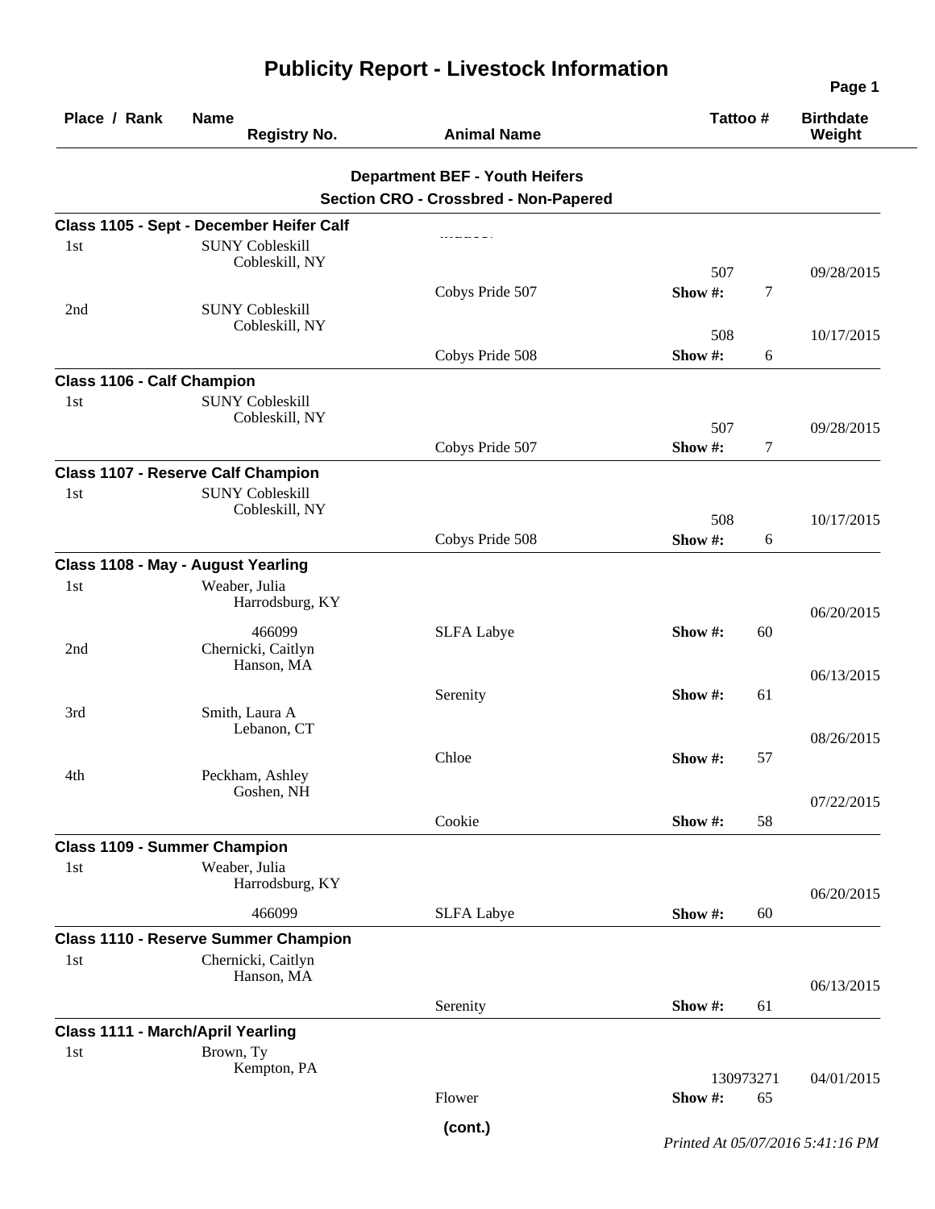# Publicity Report - Livestock Information

| Place / Rank | Name / Registry No. | Animal Name | Tattoo # | Birthdate / Weight |
|---|---|---|---|---|

## Department BEF - Youth Heifers

### Section CRO - Crossbred - Non-Papered

**Class 1105 - Sept - December Heifer Calf**

| Place / Rank | Name / Registry No. | Animal Name | Tattoo # | Birthdate / Weight |
|---|---|---|---|---|
| 1st | SUNY Cobleskill, Cobleskill, NY | Cobys Pride 507 | 507 / Show #: 7 | 09/28/2015 |
| 2nd | SUNY Cobleskill, Cobleskill, NY | Cobys Pride 508 | 508 / Show #: 6 | 10/17/2015 |

**Class 1106 - Calf Champion**

| Place / Rank | Name / Registry No. | Animal Name | Tattoo # | Birthdate / Weight |
|---|---|---|---|---|
| 1st | SUNY Cobleskill, Cobleskill, NY | Cobys Pride 507 | 507 / Show #: 7 | 09/28/2015 |

**Class 1107 - Reserve Calf Champion**

| Place / Rank | Name / Registry No. | Animal Name | Tattoo # | Birthdate / Weight |
|---|---|---|---|---|
| 1st | SUNY Cobleskill, Cobleskill, NY | Cobys Pride 508 | 508 / Show #: 6 | 10/17/2015 |

**Class 1108 - May - August Yearling**

| Place / Rank | Name / Registry No. | Animal Name | Tattoo # | Birthdate / Weight |
|---|---|---|---|---|
| 1st | Weaber, Julia, Harrodsburg, KY / 466099 | SLFA Labye | Show #: 60 | 06/20/2015 |
| 2nd | Chernicki, Caitlyn, Hanson, MA | Serenity | Show #: 61 | 06/13/2015 |
| 3rd | Smith, Laura A, Lebanon, CT | Chloe | Show #: 57 | 08/26/2015 |
| 4th | Peckham, Ashley, Goshen, NH | Cookie | Show #: 58 | 07/22/2015 |

**Class 1109 - Summer Champion**

| Place / Rank | Name / Registry No. | Animal Name | Tattoo # | Birthdate / Weight |
|---|---|---|---|---|
| 1st | Weaber, Julia, Harrodsburg, KY / 466099 | SLFA Labye | Show #: 60 | 06/20/2015 |

**Class 1110 - Reserve Summer Champion**

| Place / Rank | Name / Registry No. | Animal Name | Tattoo # | Birthdate / Weight |
|---|---|---|---|---|
| 1st | Chernicki, Caitlyn, Hanson, MA | Serenity | Show #: 61 | 06/13/2015 |

**Class 1111 - March/April Yearling**

| Place / Rank | Name / Registry No. | Animal Name | Tattoo # | Birthdate / Weight |
|---|---|---|---|---|
| 1st | Brown, Ty, Kempton, PA | Flower | 130973271 / Show #: 65 | 04/01/2015 |

(cont.)

*Printed At 05/07/2016 5:41:16 PM*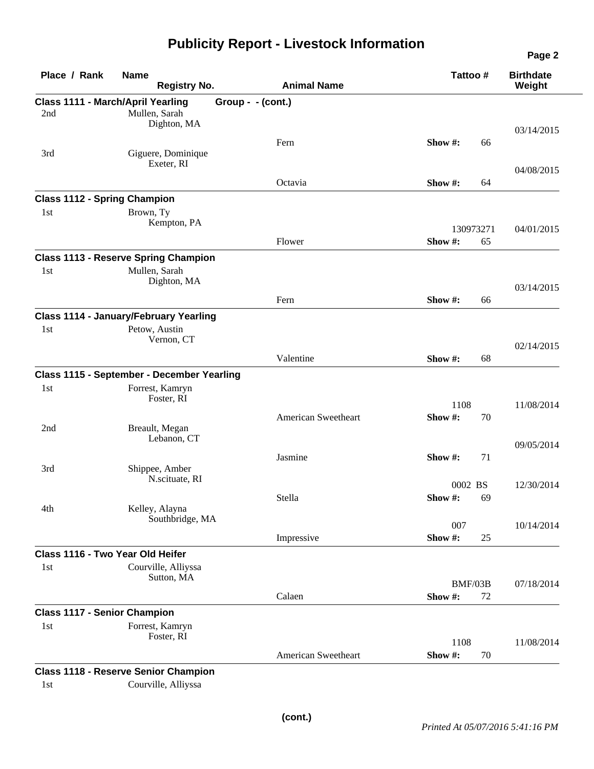# Publicity Report - Livestock Information

| Place / Rank | Name / Registry No. | Animal Name | Tattoo # | Birthdate / Weight |
|---|---|---|---|---|
| **Class 1111 - March/April Yearling** | **Group - - (cont.)** | | | |
| 2nd | Mullen, Sarah<br>Dighton, MA | Fern | Show #: 66 | 03/14/2015 |
| 3rd | Giguere, Dominique<br>Exeter, RI | Octavia | Show #: 64 | 04/08/2015 |
| **Class 1112 - Spring Champion** | | | | |
| 1st | Brown, Ty<br>Kempton, PA | Flower | 130973271<br>Show #: 65 | 04/01/2015 |
| **Class 1113 - Reserve Spring Champion** | | | | |
| 1st | Mullen, Sarah<br>Dighton, MA | Fern | Show #: 66 | 03/14/2015 |
| **Class 1114 - January/February Yearling** | | | | |
| 1st | Petow, Austin<br>Vernon, CT | Valentine | Show #: 68 | 02/14/2015 |
| **Class 1115 - September - December Yearling** | | | | |
| 1st | Forrest, Kamryn<br>Foster, RI | American Sweetheart | 1108<br>Show #: 70 | 11/08/2014 |
| 2nd | Breault, Megan<br>Lebanon, CT | Jasmine | Show #: 71 | 09/05/2014 |
| 3rd | Shippee, Amber<br>N.scituate, RI | Stella | 0002 BS<br>Show #: 69 | 12/30/2014 |
| 4th | Kelley, Alayna<br>Southbridge, MA | Impressive | 007<br>Show #: 25 | 10/14/2014 |
| **Class 1116 - Two Year Old Heifer** | | | | |
| 1st | Courville, Alliyssa<br>Sutton, MA | Calaen | BMF/03B<br>Show #: 72 | 07/18/2014 |
| **Class 1117 - Senior Champion** | | | | |
| 1st | Forrest, Kamryn<br>Foster, RI | American Sweetheart | 1108<br>Show #: 70 | 11/08/2014 |
| **Class 1118 - Reserve Senior Champion** | | | | |
| 1st | Courville, Alliyssa | | | |

(cont.)

*Printed At 05/07/2016 5:41:16 PM*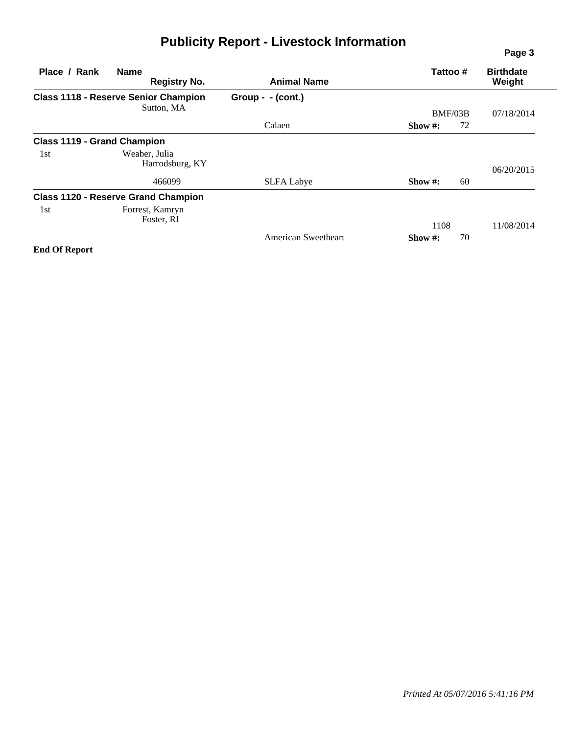# Publicity Report - Livestock Information

| Place / Rank | Name / Registry No. | Animal Name | Tattoo # | Birthdate / Weight |
| --- | --- | --- | --- | --- |
| **Class 1118 - Reserve Senior Champion** | | **Group - - (cont.)** | | |
| | Sutton, MA | | BMF/03B | 07/18/2014 |
| | | Calaen | **Show #:** 72 | |
| **Class 1119 - Grand Champion** | | | | |
| 1st | Weaber, Julia<br>Harrodsburg, KY | | | 06/20/2015 |
| | 466099 | SLFA Labye | **Show #:** 60 | |
| **Class 1120 - Reserve Grand Champion** | | | | |
| 1st | Forrest, Kamryn<br>Foster, RI | | 1108 | 11/08/2014 |
| | | American Sweetheart | **Show #:** 70 | |

**End Of Report**

*Printed At 05/07/2016 5:41:16 PM*